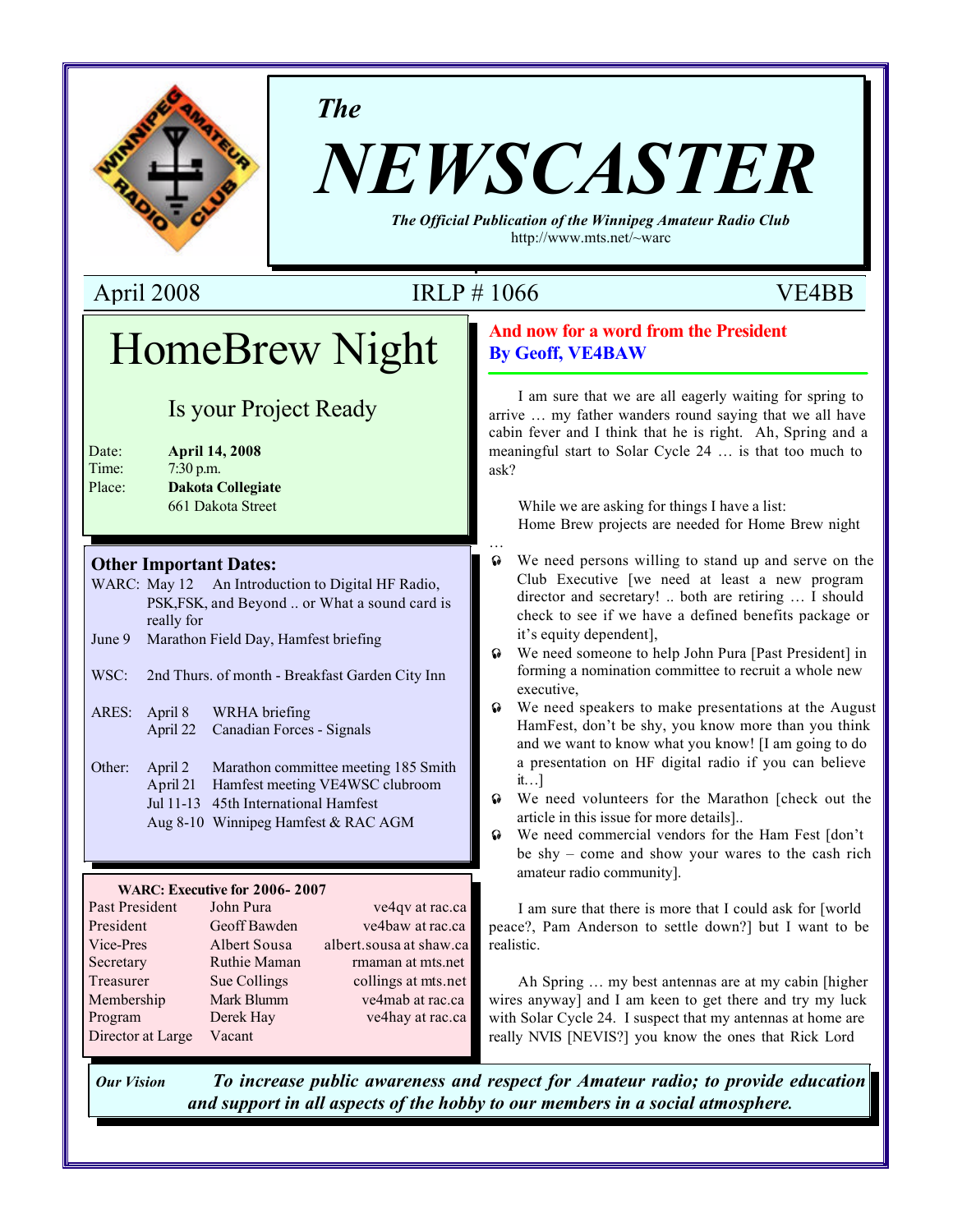# *The* NEWSCASTER

*The Official Publication of the Winnipeg Amateur Radio Club*
http://www.mts.net/~warc

April 2008 IRLP # 1066 VE4BB

## HomeBrew Night

### Is your Project Ready

Date: **April 14, 2008**
Time: 7:30 p.m.
Place: **Dakota Collegiate**
661 Dakota Street

### Other Important Dates:

| | | |
|---|---|---|
| WARC: | May 12 | An Introduction to Digital HF Radio, PSK,FSK, and Beyond .. or What a sound card is really for |
| | June 9 | Marathon Field Day, Hamfest briefing |
| WSC: | | 2nd Thurs. of month - Breakfast Garden City Inn |
| ARES: | April 8 | WRHA briefing |
| | April 22 | Canadian Forces - Signals |
| Other: | April 2 | Marathon committee meeting 185 Smith |
| | April 21 | Hamfest meeting VE4WSC clubroom |
| | Jul 11-13 | 45th International Hamfest |
| | Aug 8-10 | Winnipeg Hamfest & RAC AGM |

**WARC: Executive for 2006- 2007**

| Position | Name | Email |
|---|---|---|
| Past President | John Pura | ve4qv at rac.ca |
| President | Geoff Bawden | ve4baw at rac.ca |
| Vice-Pres | Albert Sousa | albert.sousa at shaw.ca |
| Secretary | Ruthie Maman | rmaman at mts.net |
| Treasurer | Sue Collings | collings at mts.net |
| Membership | Mark Blumm | ve4mab at rac.ca |
| Program | Derek Hay | ve4hay at rac.ca |
| Director at Large | Vacant | |

## And now for a word from the President
### By Geoff, VE4BAW

I am sure that we are all eagerly waiting for spring to arrive … my father wanders round saying that we all have cabin fever and I think that he is right. Ah, Spring and a meaningful start to Solar Cycle 24 … is that too much to ask?

While we are asking for things I have a list:
Home Brew projects are needed for Home Brew night …

- We need persons willing to stand up and serve on the Club Executive [we need at least a new program director and secretary! .. both are retiring … I should check to see if we have a defined benefits package or it's equity dependent],
- We need someone to help John Pura [Past President] in forming a nomination committee to recruit a whole new executive,
- We need speakers to make presentations at the August HamFest, don't be shy, you know more than you think and we want to know what you know! [I am going to do a presentation on HF digital radio if you can believe it…]
- We need volunteers for the Marathon [check out the article in this issue for more details]..
- We need commercial vendors for the Ham Fest [don't be shy – come and show your wares to the cash rich amateur radio community].

I am sure that there is more that I could ask for [world peace?, Pam Anderson to settle down?] but I want to be realistic.

Ah Spring … my best antennas are at my cabin [higher wires anyway] and I am keen to get there and try my luck with Solar Cycle 24. I suspect that my antennas at home are really NVIS [NEVIS?] you know the ones that Rick Lord

*Our Vision* ***To increase public awareness and respect for Amateur radio; to provide education and support in all aspects of the hobby to our members in a social atmosphere.***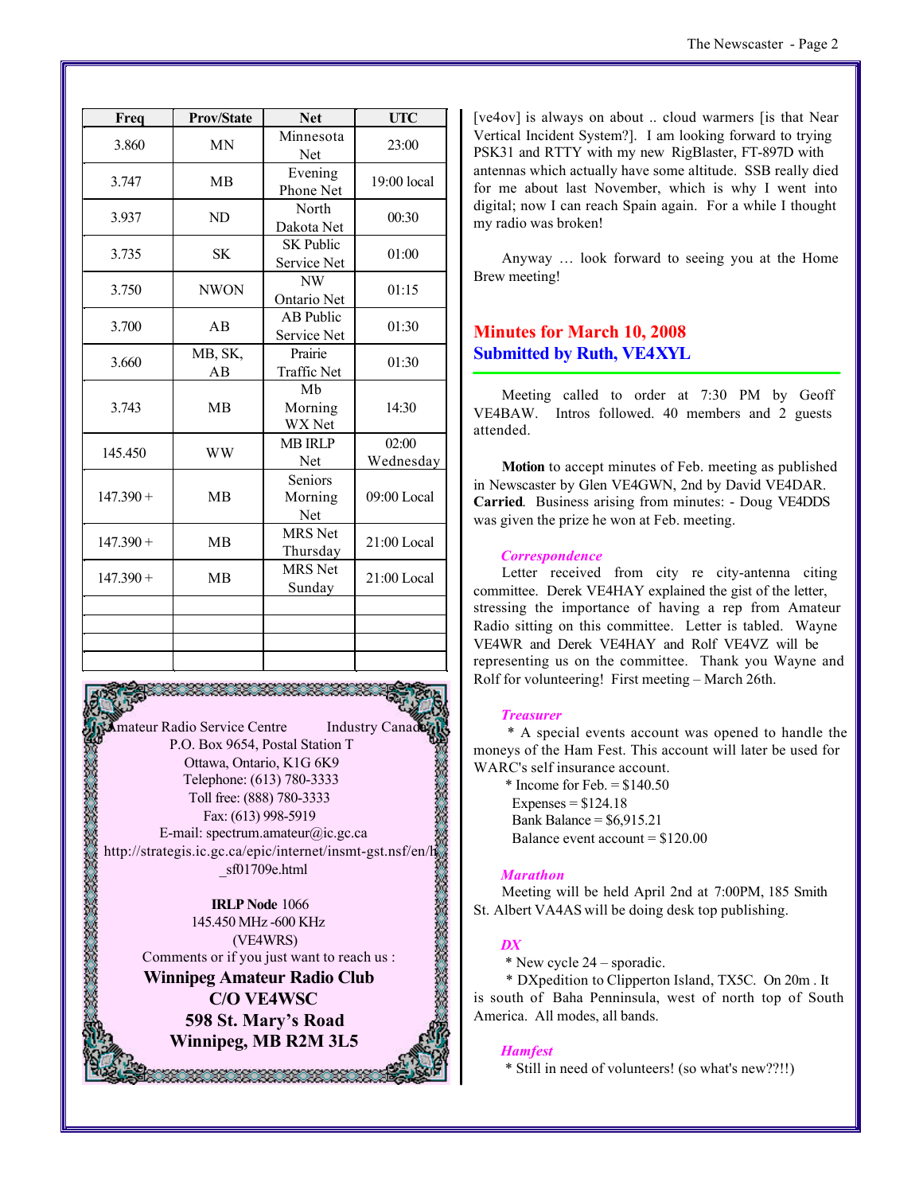| Freq | Prov/State | Net | UTC |
|---|---|---|---|
| 3.860 | MN | Minnesota Net | 23:00 |
| 3.747 | MB | Evening Phone Net | 19:00 local |
| 3.937 | ND | North Dakota Net | 00:30 |
| 3.735 | SK | SK Public Service Net | 01:00 |
| 3.750 | NWON | NW Ontario Net | 01:15 |
| 3.700 | AB | AB Public Service Net | 01:30 |
| 3.660 | MB, SK, AB | Prairie Traffic Net | 01:30 |
| 3.743 | MB | Mb Morning WX Net | 14:30 |
| 145.450 | WW | MB IRLP Net | 02:00 Wednesday |
| 147.390 + | MB | Seniors Morning Net | 09:00 Local |
| 147.390 + | MB | MRS Net Thursday | 21:00 Local |
| 147.390 + | MB | MRS Net Sunday | 21:00 Local |
| | | | |
| | | | |
| | | | |
| | | | |

Amateur Radio Service Centre Industry Canada
P.O. Box 9654, Postal Station T
Ottawa, Ontario, K1G 6K9
Telephone: (613) 780-3333
Toll free: (888) 780-3333
Fax: (613) 998-5919
E-mail: spectrum.amateur@ic.gc.ca
http://strategis.ic.gc.ca/epic/internet/insmt-gst.nsf/en/h_sf01709e.html

**IRLP Node** 1066
145.450 MHz -600 KHz
(VE4WRS)
Comments or if you just want to reach us :

**Winnipeg Amateur Radio Club**
**C/O VE4WSC**
**598 St. Mary's Road**
**Winnipeg, MB R2M 3L5**

[ve4ov] is always on about .. cloud warmers [is that Near Vertical Incident System?]. I am looking forward to trying PSK31 and RTTY with my new RigBlaster, FT-897D with antennas which actually have some altitude. SSB really died for me about last November, which is why I went into digital; now I can reach Spain again. For a while I thought my radio was broken!

Anyway … look forward to seeing you at the Home Brew meeting!

## Minutes for March 10, 2008
## Submitted by Ruth, VE4XYL

Meeting called to order at 7:30 PM by Geoff VE4BAW. Intros followed. 40 members and 2 guests attended.

**Motion** to accept minutes of Feb. meeting as published in Newscaster by Glen VE4GWN, 2nd by David VE4DAR. **Carried**. Business arising from minutes: - Doug VE4DDS was given the prize he won at Feb. meeting.

### *Correspondence*

Letter received from city re city-antenna citing committee. Derek VE4HAY explained the gist of the letter, stressing the importance of having a rep from Amateur Radio sitting on this committee. Letter is tabled. Wayne VE4WR and Derek VE4HAY and Rolf VE4VZ will be representing us on the committee. Thank you Wayne and Rolf for volunteering! First meeting – March 26th.

### *Treasurer*

\* A special events account was opened to handle the moneys of the Ham Fest. This account will later be used for WARC's self insurance account.

\* Income for Feb. = $140.50
Expenses = $124.18
Bank Balance = $6,915.21
Balance event account = $120.00

### *Marathon*

Meeting will be held April 2nd at 7:00PM, 185 Smith St. Albert VA4AS will be doing desk top publishing.

### *DX*

\* New cycle 24 – sporadic.

\* DXpedition to Clipperton Island, TX5C. On 20m . It is south of Baha Penninsula, west of north top of South America. All modes, all bands.

### *Hamfest*

\* Still in need of volunteers! (so what's new??!!)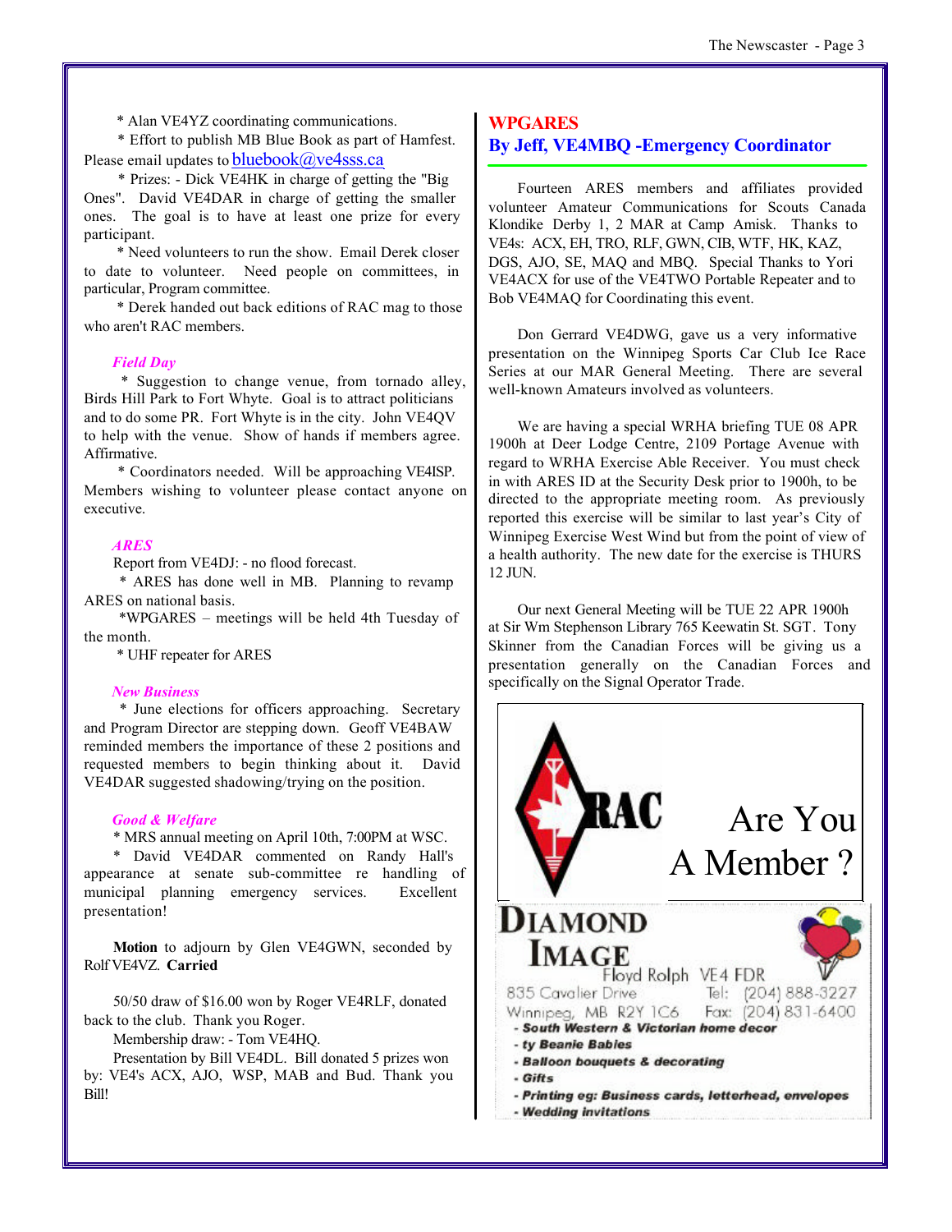* Alan VE4YZ coordinating communications.

* Effort to publish MB Blue Book as part of Hamfest. Please email updates to bluebook@ve4sss.ca

* Prizes: - Dick VE4HK in charge of getting the "Big Ones". David VE4DAR in charge of getting the smaller ones. The goal is to have at least one prize for every participant.

* Need volunteers to run the show. Email Derek closer to date to volunteer. Need people on committees, in particular, Program committee.

* Derek handed out back editions of RAC mag to those who aren't RAC members.

### *Field Day*

* Suggestion to change venue, from tornado alley, Birds Hill Park to Fort Whyte. Goal is to attract politicians and to do some PR. Fort Whyte is in the city. John VE4QV to help with the venue. Show of hands if members agree. Affirmative.

* Coordinators needed. Will be approaching VE4ISP. Members wishing to volunteer please contact anyone on executive.

### *ARES*

Report from VE4DJ: - no flood forecast.

* ARES has done well in MB. Planning to revamp ARES on national basis.

*WPGARES – meetings will be held 4th Tuesday of the month.

* UHF repeater for ARES

### *New Business*

* June elections for officers approaching. Secretary and Program Director are stepping down. Geoff VE4BAW reminded members the importance of these 2 positions and requested members to begin thinking about it. David VE4DAR suggested shadowing/trying on the position.

### *Good & Welfare*

* MRS annual meeting on April 10th, 7:00PM at WSC.

* David VE4DAR commented on Randy Hall's appearance at senate sub-committee re handling of municipal planning emergency services. Excellent presentation!

**Motion** to adjourn by Glen VE4GWN, seconded by Rolf VE4VZ. **Carried**

50/50 draw of $16.00 won by Roger VE4RLF, donated back to the club. Thank you Roger.

Membership draw: - Tom VE4HQ.

Presentation by Bill VE4DL. Bill donated 5 prizes won by: VE4's ACX, AJO, WSP, MAB and Bud. Thank you Bill!

## WPGARES

## By Jeff, VE4MBQ -Emergency Coordinator

Fourteen ARES members and affiliates provided volunteer Amateur Communications for Scouts Canada Klondike Derby 1, 2 MAR at Camp Amisk. Thanks to VE4s: ACX, EH, TRO, RLF, GWN, CIB, WTF, HK, KAZ, DGS, AJO, SE, MAQ and MBQ. Special Thanks to Yori VE4ACX for use of the VE4TWO Portable Repeater and to Bob VE4MAQ for Coordinating this event.

Don Gerrard VE4DWG, gave us a very informative presentation on the Winnipeg Sports Car Club Ice Race Series at our MAR General Meeting. There are several well-known Amateurs involved as volunteers.

We are having a special WRHA briefing TUE 08 APR 1900h at Deer Lodge Centre, 2109 Portage Avenue with regard to WRHA Exercise Able Receiver. You must check in with ARES ID at the Security Desk prior to 1900h, to be directed to the appropriate meeting room. As previously reported this exercise will be similar to last year's City of Winnipeg Exercise West Wind but from the point of view of a health authority. The new date for the exercise is THURS 12 JUN.

Our next General Meeting will be TUE 22 APR 1900h at Sir Wm Stephenson Library 765 Keewatin St. SGT. Tony Skinner from the Canadian Forces will be giving us a presentation generally on the Canadian Forces and specifically on the Signal Operator Trade.

RAC

Are You A Member ?

**DIAMOND IMAGE**
Floyd Rolph VE4 FDR
835 Cavalier Drive
Winnipeg, MB R2Y 1C6
Tel: (204) 888-3227
Fax: (204) 831-6400

- ***South Western & Victorian home decor***
- ***ty Beanie Babies***
- ***Balloon bouquets & decorating***
- ***Gifts***
- ***Printing eg: Business cards, letterhead, envelopes***
- ***Wedding invitations***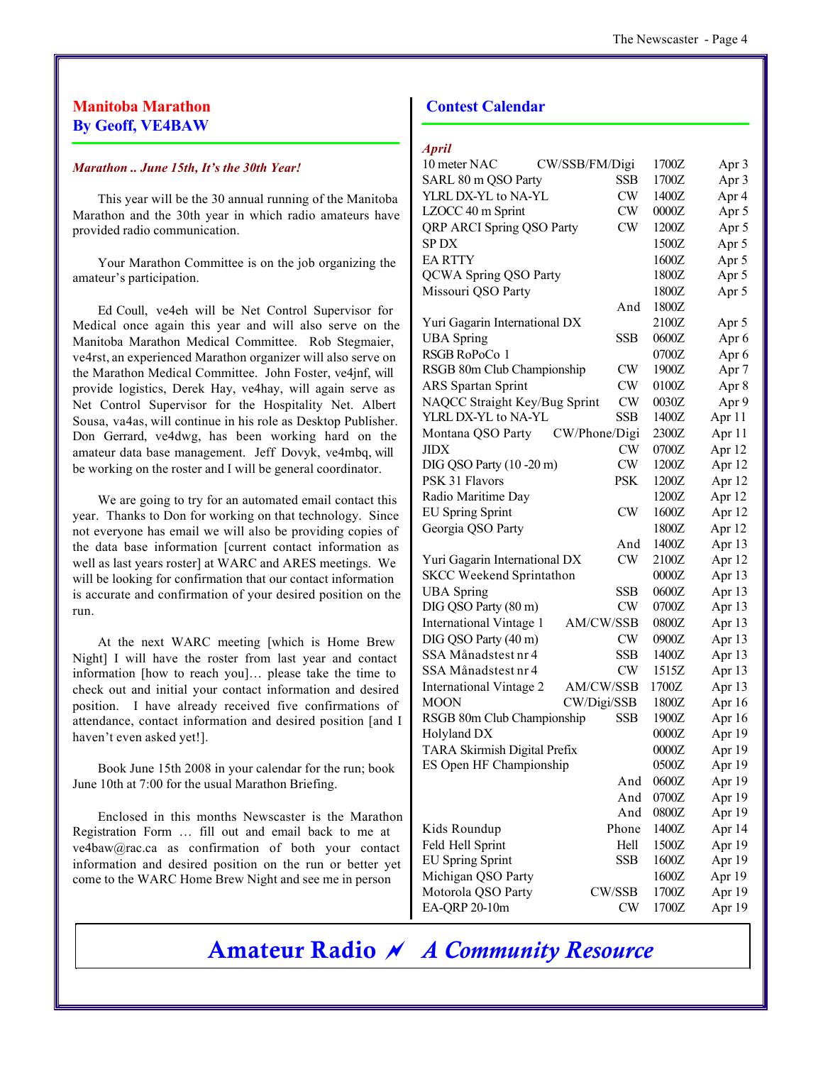## Manitoba Marathon
## By Geoff, VE4BAW

*Marathon .. June 15th, It's the 30th Year!*

This year will be the 30 annual running of the Manitoba Marathon and the 30th year in which radio amateurs have provided radio communication.

Your Marathon Committee is on the job organizing the amateur's participation.

Ed Coull, ve4eh will be Net Control Supervisor for Medical once again this year and will also serve on the Manitoba Marathon Medical Committee. Rob Stegmaier, ve4rst, an experienced Marathon organizer will also serve on the Marathon Medical Committee. John Foster, ve4jnf, will provide logistics, Derek Hay, ve4hay, will again serve as Net Control Supervisor for the Hospitality Net. Albert Sousa, va4as, will continue in his role as Desktop Publisher. Don Gerrard, ve4dwg, has been working hard on the amateur data base management. Jeff Dovyk, ve4mbq, will be working on the roster and I will be general coordinator.

We are going to try for an automated email contact this year. Thanks to Don for working on that technology. Since not everyone has email we will also be providing copies of the data base information [current contact information as well as last years roster] at WARC and ARES meetings. We will be looking for confirmation that our contact information is accurate and confirmation of your desired position on the run.

At the next WARC meeting [which is Home Brew Night] I will have the roster from last year and contact information [how to reach you]… please take the time to check out and initial your contact information and desired position. I have already received five confirmations of attendance, contact information and desired position [and I haven't even asked yet!].

Book June 15th 2008 in your calendar for the run; book June 10th at 7:00 for the usual Marathon Briefing.

Enclosed in this months Newscaster is the Marathon Registration Form … fill out and email back to me at ve4baw@rac.ca as confirmation of both your contact information and desired position on the run or better yet come to the WARC Home Brew Night and see me in person

## Contest Calendar

*April*

| Contest | Mode | Time | Date |
|---|---|---|---|
| 10 meter NAC | CW/SSB/FM/Digi | 1700Z | Apr 3 |
| SARL 80 m QSO Party | SSB | 1700Z | Apr 3 |
| YLRL DX-YL to NA-YL | CW | 1400Z | Apr 4 |
| LZOCC 40 m Sprint | CW | 0000Z | Apr 5 |
| QRP ARCI Spring QSO Party | CW | 1200Z | Apr 5 |
| SP DX | | 1500Z | Apr 5 |
| EA RTTY | | 1600Z | Apr 5 |
| QCWA Spring QSO Party | | 1800Z | Apr 5 |
| Missouri QSO Party | | 1800Z | Apr 5 |
| | And | 1800Z | |
| Yuri Gagarin International DX | | 2100Z | Apr 5 |
| UBA Spring | SSB | 0600Z | Apr 6 |
| RSGB RoPoCo 1 | | 0700Z | Apr 6 |
| RSGB 80m Club Championship | CW | 1900Z | Apr 7 |
| ARS Spartan Sprint | CW | 0100Z | Apr 8 |
| NAQCC Straight Key/Bug Sprint | CW | 0030Z | Apr 9 |
| YLRL DX-YL to NA-YL | SSB | 1400Z | Apr 11 |
| Montana QSO Party | CW/Phone/Digi | 2300Z | Apr 11 |
| JIDX | CW | 0700Z | Apr 12 |
| DIG QSO Party (10 -20 m) | CW | 1200Z | Apr 12 |
| PSK 31 Flavors | PSK | 1200Z | Apr 12 |
| Radio Maritime Day | | 1200Z | Apr 12 |
| EU Spring Sprint | CW | 1600Z | Apr 12 |
| Georgia QSO Party | | 1800Z | Apr 12 |
| | And | 1400Z | Apr 13 |
| Yuri Gagarin International DX | CW | 2100Z | Apr 12 |
| SKCC Weekend Sprintathon | | 0000Z | Apr 13 |
| UBA Spring | SSB | 0600Z | Apr 13 |
| DIG QSO Party (80 m) | CW | 0700Z | Apr 13 |
| International Vintage 1 | AM/CW/SSB | 0800Z | Apr 13 |
| DIG QSO Party (40 m) | CW | 0900Z | Apr 13 |
| SSA Månadstest nr 4 | SSB | 1400Z | Apr 13 |
| SSA Månadstest nr 4 | CW | 1515Z | Apr 13 |
| International Vintage 2 | AM/CW/SSB | 1700Z | Apr 13 |
| MOON | CW/Digi/SSB | 1800Z | Apr 16 |
| RSGB 80m Club Championship | SSB | 1900Z | Apr 16 |
| Holyland DX | | 0000Z | Apr 19 |
| TARA Skirmish Digital Prefix | | 0000Z | Apr 19 |
| ES Open HF Championship | | 0500Z | Apr 19 |
| | And | 0600Z | Apr 19 |
| | And | 0700Z | Apr 19 |
| | And | 0800Z | Apr 19 |
| Kids Roundup | Phone | 1400Z | Apr 14 |
| Feld Hell Sprint | Hell | 1500Z | Apr 19 |
| EU Spring Sprint | SSB | 1600Z | Apr 19 |
| Michigan QSO Party | | 1600Z | Apr 19 |
| Motorola QSO Party | CW/SSB | 1700Z | Apr 19 |
| EA-QRP 20-10m | CW | 1700Z | Apr 19 |

**Amateur Radio — *A Community Resource***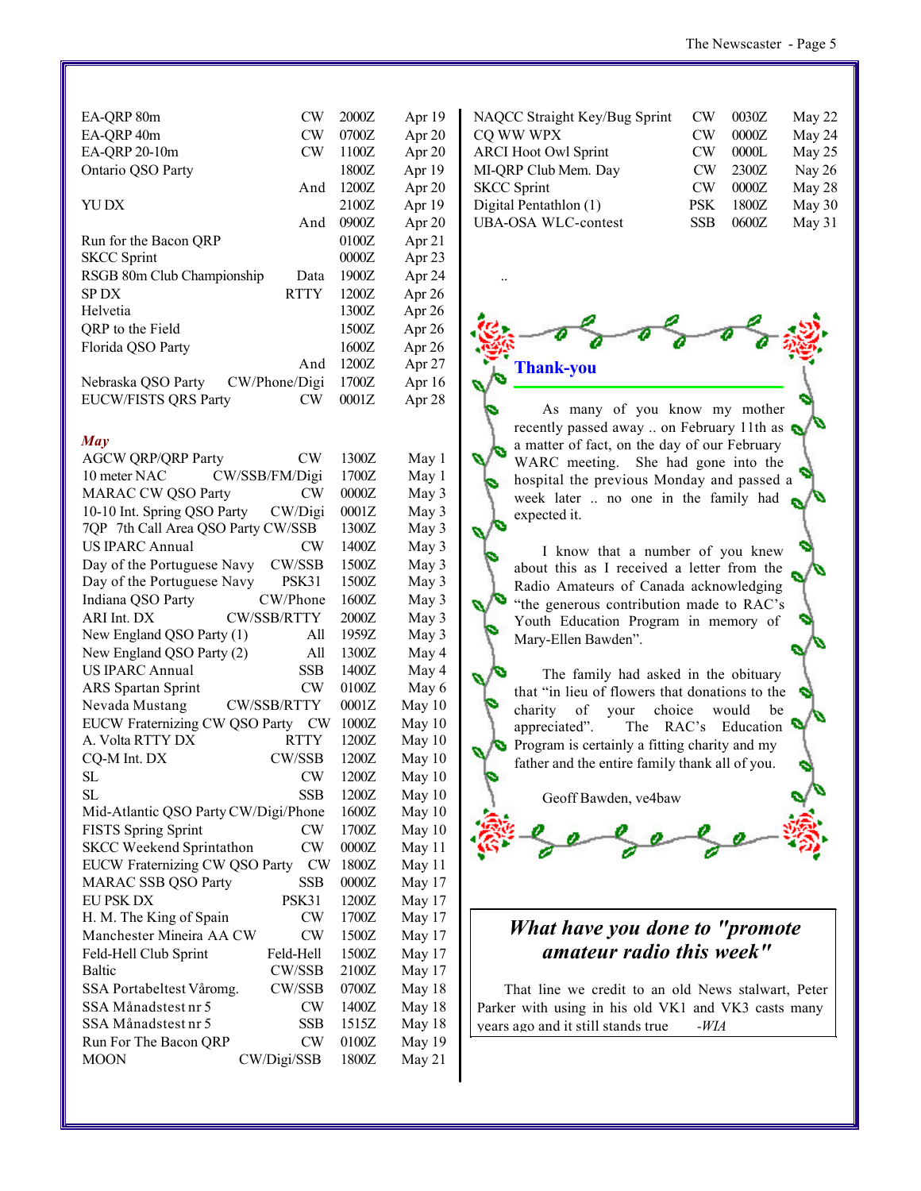| Contest | Mode | Time | Date |
|---|---|---|---|
| EA-QRP 80m | CW | 2000Z | Apr 19 |
| EA-QRP 40m | CW | 0700Z | Apr 20 |
| EA-QRP 20-10m | CW | 1100Z | Apr 20 |
| Ontario QSO Party | | 1800Z | Apr 19 |
| | And | 1200Z | Apr 20 |
| YU DX | | 2100Z | Apr 19 |
| | And | 0900Z | Apr 20 |
| Run for the Bacon QRP | | 0100Z | Apr 21 |
| SKCC Sprint | | 0000Z | Apr 23 |
| RSGB 80m Club Championship | Data | 1900Z | Apr 24 |
| SP DX | RTTY | 1200Z | Apr 26 |
| Helvetia | | 1300Z | Apr 26 |
| QRP to the Field | | 1500Z | Apr 26 |
| Florida QSO Party | | 1600Z | Apr 26 |
| | And | 1200Z | Apr 27 |
| Nebraska QSO Party | CW/Phone/Digi | 1700Z | Apr 16 |
| EUCW/FISTS QRS Party | CW | 0001Z | Apr 28 |

***May***

| Contest | Mode | Time | Date |
|---|---|---|---|
| AGCW QRP/QRP Party | CW | 1300Z | May 1 |
| 10 meter NAC | CW/SSB/FM/Digi | 1700Z | May 1 |
| MARAC CW QSO Party | CW | 0000Z | May 3 |
| 10-10 Int. Spring QSO Party | CW/Digi | 0001Z | May 3 |
| 7QP 7th Call Area QSO Party | CW/SSB | 1300Z | May 3 |
| US IPARC Annual | CW | 1400Z | May 3 |
| Day of the Portuguese Navy | CW/SSB | 1500Z | May 3 |
| Day of the Portuguese Navy | PSK31 | 1500Z | May 3 |
| Indiana QSO Party | CW/Phone | 1600Z | May 3 |
| ARI Int. DX | CW/SSB/RTTY | 2000Z | May 3 |
| New England QSO Party (1) | All | 1959Z | May 3 |
| New England QSO Party (2) | All | 1300Z | May 4 |
| US IPARC Annual | SSB | 1400Z | May 4 |
| ARS Spartan Sprint | CW | 0100Z | May 6 |
| Nevada Mustang | CW/SSB/RTTY | 0001Z | May 10 |
| EUCW Fraternizing CW QSO Party | CW | 1000Z | May 10 |
| A. Volta RTTY DX | RTTY | 1200Z | May 10 |
| CQ-M Int. DX | CW/SSB | 1200Z | May 10 |
| SL | CW | 1200Z | May 10 |
| SL | SSB | 1200Z | May 10 |
| Mid-Atlantic QSO Party | CW/Digi/Phone | 1600Z | May 10 |
| FISTS Spring Sprint | CW | 1700Z | May 10 |
| SKCC Weekend Sprintathon | CW | 0000Z | May 11 |
| EUCW Fraternizing CW QSO Party | CW | 1800Z | May 11 |
| MARAC SSB QSO Party | SSB | 0000Z | May 17 |
| EU PSK DX | PSK31 | 1200Z | May 17 |
| H. M. The King of Spain | CW | 1700Z | May 17 |
| Manchester Mineira AA CW | CW | 1500Z | May 17 |
| Feld-Hell Club Sprint | Feld-Hell | 1500Z | May 17 |
| Baltic | CW/SSB | 2100Z | May 17 |
| SSA Portabeltest Våromg. | CW/SSB | 0700Z | May 18 |
| SSA Månadstest nr 5 | CW | 1400Z | May 18 |
| SSA Månadstest nr 5 | SSB | 1515Z | May 18 |
| Run For The Bacon QRP | CW | 0100Z | May 19 |
| MOON | CW/Digi/SSB | 1800Z | May 21 |
| NAQCC Straight Key/Bug Sprint | CW | 0030Z | May 22 |
| CQ WW WPX | CW | 0000Z | May 24 |
| ARCI Hoot Owl Sprint | CW | 0000L | May 25 |
| MI-QRP Club Mem. Day | CW | 2300Z | Nay 26 |
| SKCC Sprint | CW | 0000Z | May 28 |
| Digital Pentathlon (1) | PSK | 1800Z | May 30 |
| UBA-OSA WLC-contest | SSB | 0600Z | May 31 |

..

## Thank-you

As many of you know my mother recently passed away .. on February 11th as a matter of fact, on the day of our February WARC meeting. She had gone into the hospital the previous Monday and passed a week later .. no one in the family had expected it.

I know that a number of you knew about this as I received a letter from the Radio Amateurs of Canada acknowledging "the generous contribution made to RAC's Youth Education Program in memory of Mary-Ellen Bawden".

The family had asked in the obituary that "in lieu of flowers that donations to the charity of your choice would be appreciated". The RAC's Education Program is certainly a fitting charity and my father and the entire family thank all of you.

Geoff Bawden, ve4baw

## *What have you done to "promote amateur radio this week"*

That line we credit to an old News stalwart, Peter Parker with using in his old VK1 and VK3 casts many years ago and it still stands true *-WIA*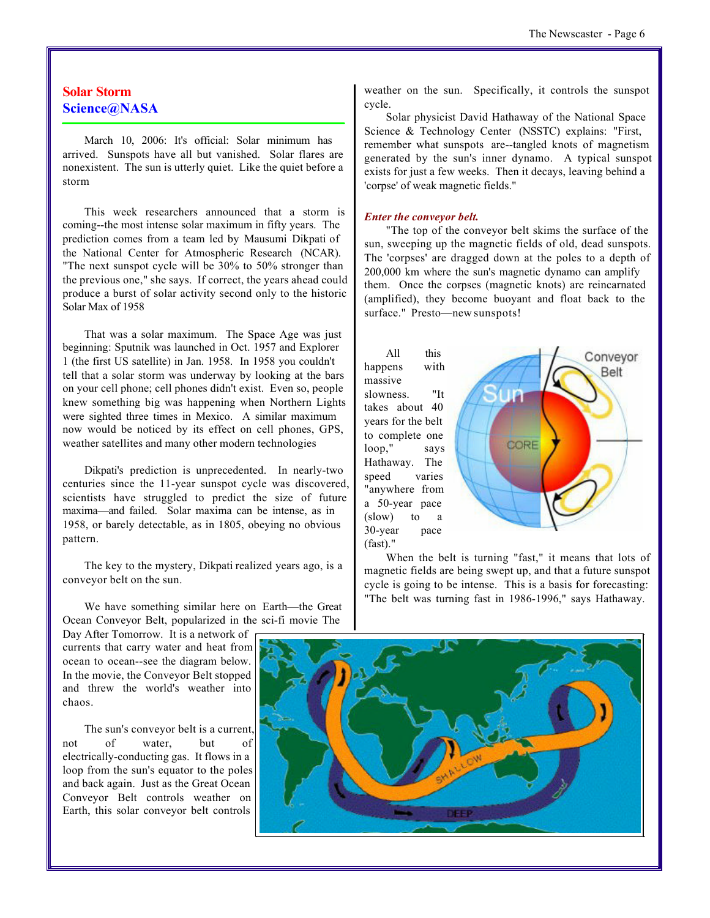## Solar Storm
## Science@NASA

March 10, 2006: It's official: Solar minimum has arrived. Sunspots have all but vanished. Solar flares are nonexistent. The sun is utterly quiet. Like the quiet before a storm

This week researchers announced that a storm is coming--the most intense solar maximum in fifty years. The prediction comes from a team led by Mausumi Dikpati of the National Center for Atmospheric Research (NCAR). "The next sunspot cycle will be 30% to 50% stronger than the previous one," she says. If correct, the years ahead could produce a burst of solar activity second only to the historic Solar Max of 1958

That was a solar maximum. The Space Age was just beginning: Sputnik was launched in Oct. 1957 and Explorer 1 (the first US satellite) in Jan. 1958. In 1958 you couldn't tell that a solar storm was underway by looking at the bars on your cell phone; cell phones didn't exist. Even so, people knew something big was happening when Northern Lights were sighted three times in Mexico. A similar maximum now would be noticed by its effect on cell phones, GPS, weather satellites and many other modern technologies

Dikpati's prediction is unprecedented. In nearly-two centuries since the 11-year sunspot cycle was discovered, scientists have struggled to predict the size of future maxima—and failed. Solar maxima can be intense, as in 1958, or barely detectable, as in 1805, obeying no obvious pattern.

The key to the mystery, Dikpati realized years ago, is a conveyor belt on the sun.

We have something similar here on Earth—the Great Ocean Conveyor Belt, popularized in the sci-fi movie The Day After Tomorrow. It is a network of currents that carry water and heat from ocean to ocean--see the diagram below. In the movie, the Conveyor Belt stopped and threw the world's weather into chaos.

The sun's conveyor belt is a current, not of water, but of electrically-conducting gas. It flows in a loop from the sun's equator to the poles and back again. Just as the Great Ocean Conveyor Belt controls weather on Earth, this solar conveyor belt controls weather on the sun. Specifically, it controls the sunspot cycle.

Solar physicist David Hathaway of the National Space Science & Technology Center (NSSTC) explains: "First, remember what sunspots are--tangled knots of magnetism generated by the sun's inner dynamo. A typical sunspot exists for just a few weeks. Then it decays, leaving behind a 'corpse' of weak magnetic fields."

***Enter the conveyor belt.***

"The top of the conveyor belt skims the surface of the sun, sweeping up the magnetic fields of old, dead sunspots. The 'corpses' are dragged down at the poles to a depth of 200,000 km where the sun's magnetic dynamo can amplify them. Once the corpses (magnetic knots) are reincarnated (amplified), they become buoyant and float back to the surface." Presto—new sunspots!

All this happens with massive slowness. "It takes about 40 years for the belt to complete one loop," says Hathaway. The speed varies "anywhere from a 50-year pace (slow) to a 30-year pace (fast)."

When the belt is turning "fast," it means that lots of magnetic fields are being swept up, and that a future sunspot cycle is going to be intense. This is a basis for forecasting: "The belt was turning fast in 1986-1996," says Hathaway.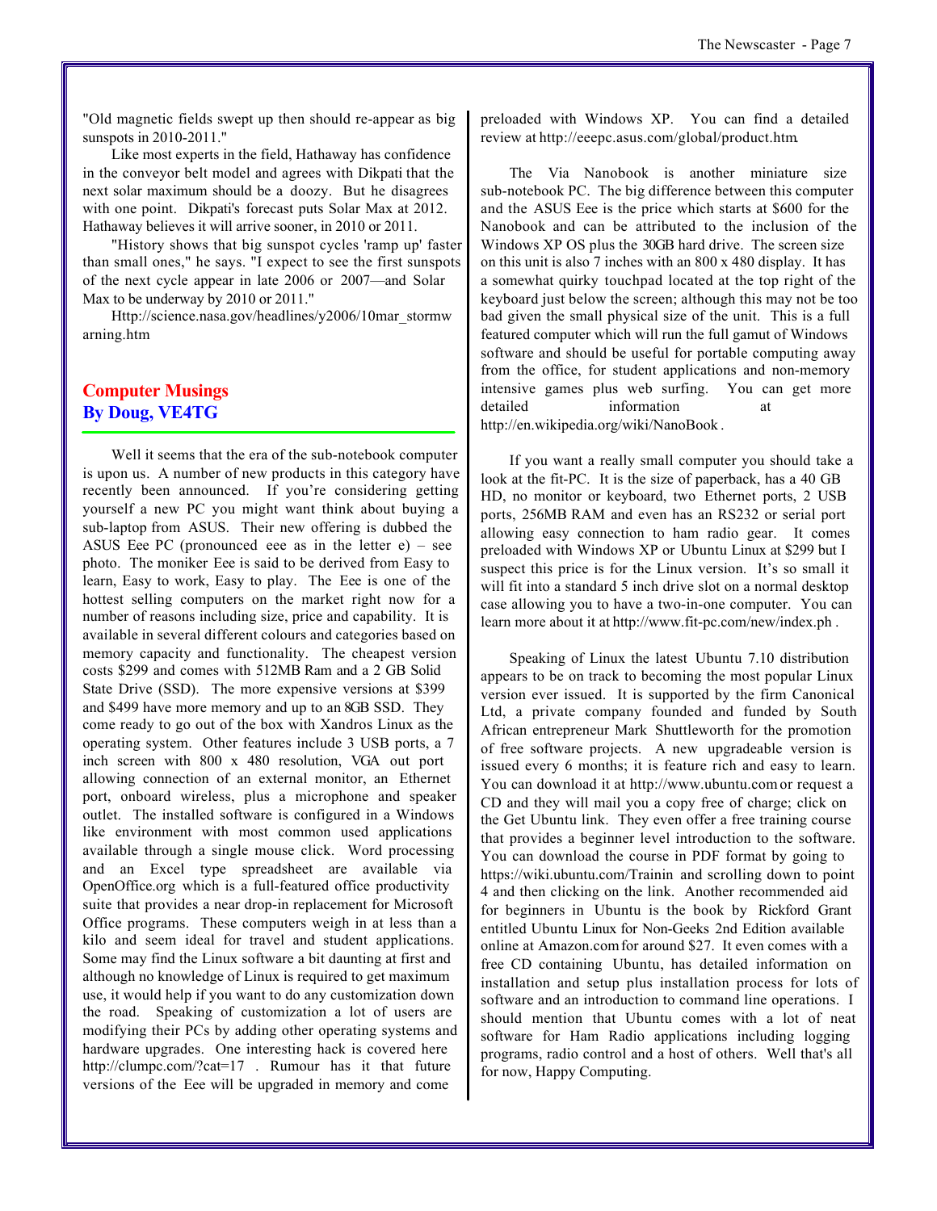"Old magnetic fields swept up then should re-appear as big sunspots in 2010-2011."

Like most experts in the field, Hathaway has confidence in the conveyor belt model and agrees with Dikpati that the next solar maximum should be a doozy. But he disagrees with one point. Dikpati's forecast puts Solar Max at 2012. Hathaway believes it will arrive sooner, in 2010 or 2011.

"History shows that big sunspot cycles 'ramp up' faster than small ones," he says. "I expect to see the first sunspots of the next cycle appear in late 2006 or 2007—and Solar Max to be underway by 2010 or 2011."

Http://science.nasa.gov/headlines/y2006/10mar_stormwarning.htm

## Computer Musings
### By Doug, VE4TG

Well it seems that the era of the sub-notebook computer is upon us. A number of new products in this category have recently been announced. If you're considering getting yourself a new PC you might want think about buying a sub-laptop from ASUS. Their new offering is dubbed the ASUS Eee PC (pronounced eee as in the letter e) – see photo. The moniker Eee is said to be derived from Easy to learn, Easy to work, Easy to play. The Eee is one of the hottest selling computers on the market right now for a number of reasons including size, price and capability. It is available in several different colours and categories based on memory capacity and functionality. The cheapest version costs $299 and comes with 512MB Ram and a 2 GB Solid State Drive (SSD). The more expensive versions at $399 and $499 have more memory and up to an 8GB SSD. They come ready to go out of the box with Xandros Linux as the operating system. Other features include 3 USB ports, a 7 inch screen with 800 x 480 resolution, VGA out port allowing connection of an external monitor, an Ethernet port, onboard wireless, plus a microphone and speaker outlet. The installed software is configured in a Windows like environment with most common used applications available through a single mouse click. Word processing and an Excel type spreadsheet are available via OpenOffice.org which is a full-featured office productivity suite that provides a near drop-in replacement for Microsoft Office programs. These computers weigh in at less than a kilo and seem ideal for travel and student applications. Some may find the Linux software a bit daunting at first and although no knowledge of Linux is required to get maximum use, it would help if you want to do any customization down the road. Speaking of customization a lot of users are modifying their PCs by adding other operating systems and hardware upgrades. One interesting hack is covered here http://clumpc.com/?cat=17 . Rumour has it that future versions of the Eee will be upgraded in memory and come preloaded with Windows XP. You can find a detailed review at http://eeepc.asus.com/global/product.htm.

The Via Nanobook is another miniature size sub-notebook PC. The big difference between this computer and the ASUS Eee is the price which starts at $600 for the Nanobook and can be attributed to the inclusion of the Windows XP OS plus the 30GB hard drive. The screen size on this unit is also 7 inches with an 800 x 480 display. It has a somewhat quirky touchpad located at the top right of the keyboard just below the screen; although this may not be too bad given the small physical size of the unit. This is a full featured computer which will run the full gamut of Windows software and should be useful for portable computing away from the office, for student applications and non-memory intensive games plus web surfing. You can get more detailed information at http://en.wikipedia.org/wiki/NanoBook .

If you want a really small computer you should take a look at the fit-PC. It is the size of paperback, has a 40 GB HD, no monitor or keyboard, two Ethernet ports, 2 USB ports, 256MB RAM and even has an RS232 or serial port allowing easy connection to ham radio gear. It comes preloaded with Windows XP or Ubuntu Linux at $299 but I suspect this price is for the Linux version. It's so small it will fit into a standard 5 inch drive slot on a normal desktop case allowing you to have a two-in-one computer. You can learn more about it at http://www.fit-pc.com/new/index.ph .

Speaking of Linux the latest Ubuntu 7.10 distribution appears to be on track to becoming the most popular Linux version ever issued. It is supported by the firm Canonical Ltd, a private company founded and funded by South African entrepreneur Mark Shuttleworth for the promotion of free software projects. A new upgradeable version is issued every 6 months; it is feature rich and easy to learn. You can download it at http://www.ubuntu.com or request a CD and they will mail you a copy free of charge; click on the Get Ubuntu link. They even offer a free training course that provides a beginner level introduction to the software. You can download the course in PDF format by going to https://wiki.ubuntu.com/Trainin and scrolling down to point 4 and then clicking on the link. Another recommended aid for beginners in Ubuntu is the book by Rickford Grant entitled Ubuntu Linux for Non-Geeks 2nd Edition available online at Amazon.com for around $27. It even comes with a free CD containing Ubuntu, has detailed information on installation and setup plus installation process for lots of software and an introduction to command line operations. I should mention that Ubuntu comes with a lot of neat software for Ham Radio applications including logging programs, radio control and a host of others. Well that's all for now, Happy Computing.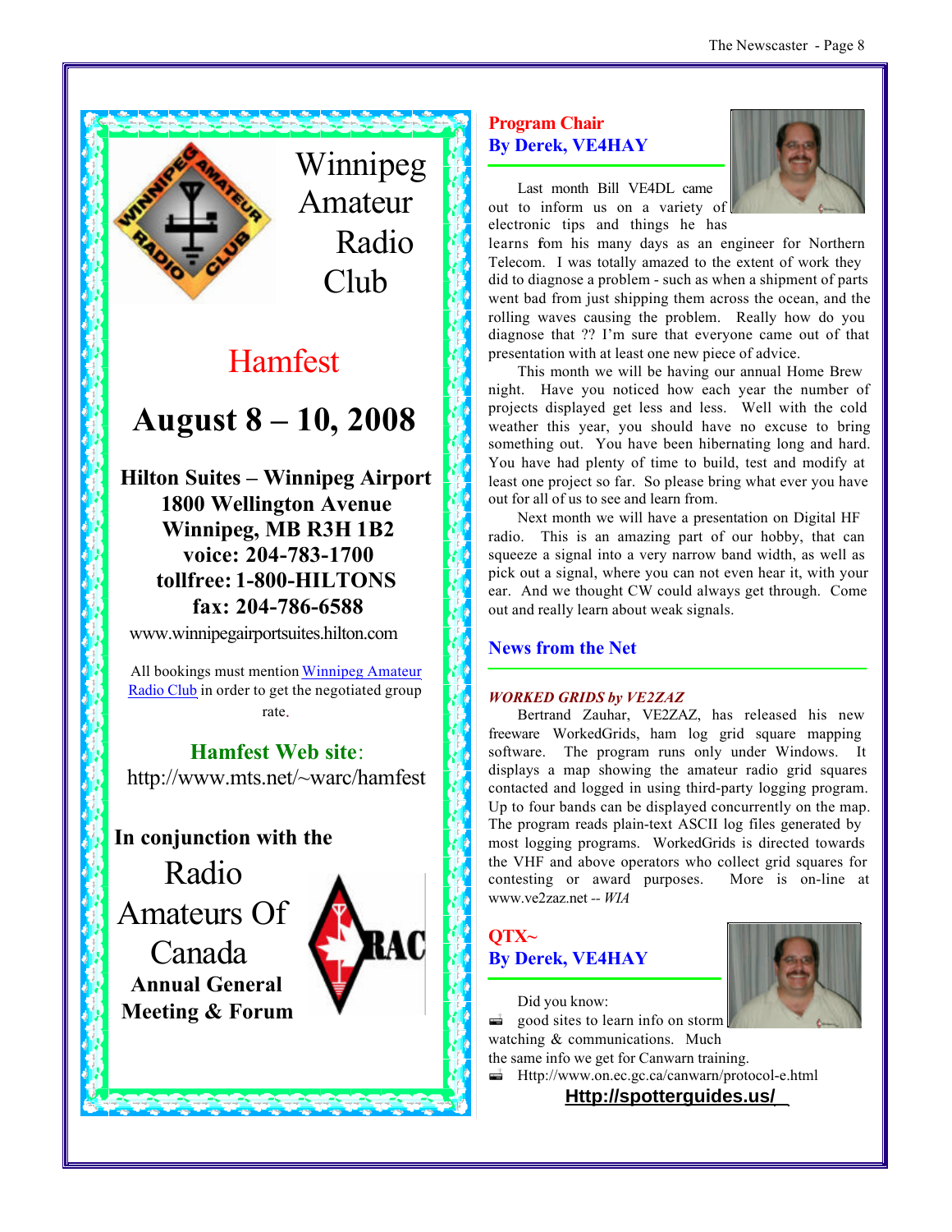# Winnipeg Amateur Radio Club

## Hamfest

## August 8 – 10, 2008

**Hilton Suites – Winnipeg Airport**
**1800 Wellington Avenue**
**Winnipeg, MB R3H 1B2**
**voice: 204-783-1700**
**tollfree: 1-800-HILTONS**
**fax: 204-786-6588**

www.winnipegairportsuites.hilton.com

All bookings must mention Winnipeg Amateur Radio Club in order to get the negotiated group rate.

**Hamfest Web site:**
http://www.mts.net/~warc/hamfest

**In conjunction with the**

Radio Amateurs Of Canada

**Annual General Meeting & Forum**

## Program Chair
**By Derek, VE4HAY**

Last month Bill VE4DL came out to inform us on a variety of electronic tips and things he has learns fom his many days as an engineer for Northern Telecom. I was totally amazed to the extent of work they did to diagnose a problem - such as when a shipment of parts went bad from just shipping them across the ocean, and the rolling waves causing the problem. Really how do you diagnose that ?? I'm sure that everyone came out of that presentation with at least one new piece of advice.

This month we will be having our annual Home Brew night. Have you noticed how each year the number of projects displayed get less and less. Well with the cold weather this year, you should have no excuse to bring something out. You have been hibernating long and hard. You have had plenty of time to build, test and modify at least one project so far. So please bring what ever you have out for all of us to see and learn from.

Next month we will have a presentation on Digital HF radio. This is an amazing part of our hobby, that can squeeze a signal into a very narrow band width, as well as pick out a signal, where you can not even hear it, with your ear. And we thought CW could always get through. Come out and really learn about weak signals.

## News from the Net

***WORKED GRIDS by VE2ZAZ***

Bertrand Zauhar, VE2ZAZ, has released his new freeware WorkedGrids, ham log grid square mapping software. The program runs only under Windows. It displays a map showing the amateur radio grid squares contacted and logged in using third-party logging program. Up to four bands can be displayed concurrently on the map. The program reads plain-text ASCII log files generated by most logging programs. WorkedGrids is directed towards the VHF and above operators who collect grid squares for contesting or award purposes. More is on-line at www.ve2zaz.net -- *WIA*

## QTX~
**By Derek, VE4HAY**

Did you know:

- good sites to learn info on storm watching & communications. Much the same info we get for Canwarn training.
- Http://www.on.ec.gc.ca/canwarn/protocol-e.html

**Http://spotterguides.us/**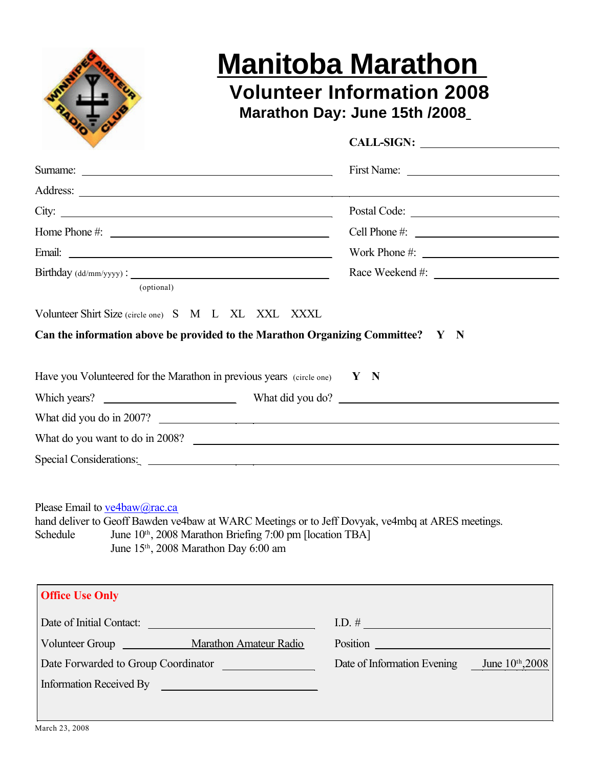# Manitoba Marathon

## Volunteer Information 2008

### Marathon Day: June 15th /2008_

**CALL-SIGN:** ______________________

Surname: ______________________ First Name: ______________________

Address: ______________________________________________

City: ______________________ Postal Code: ______________________

Home Phone #: ______________________ Cell Phone #: ______________________

Email: ______________________ Work Phone #: ______________________

Birthday (dd/mm/yyyy) : ______________________ Race Weekend #: ______________________
(optional)

Volunteer Shirt Size (circle one) S M L XL XXL XXXL

**Can the information above be provided to the Marathon Organizing Committee? Y N**

Have you Volunteered for the Marathon in previous years (circle one) **Y N**

Which years? ______________________ What did you do? ______________________

What did you do in 2007? ______________________________________________

What do you want to do in 2008? ______________________________________________

Special Considerations:_ ______________________________________________

Please Email to ve4baw@rac.ca
hand deliver to Geoff Bawden ve4baw at WARC Meetings or to Jeff Dovyak, ve4mbq at ARES meetings.

Schedule June 10th, 2008 Marathon Briefing 7:00 pm [location TBA]
June 15th, 2008 Marathon Day 6:00 am

**Office Use Only**

Date of Initial Contact: ______________________ I.D. # ______________________

Volunteer Group ______ Marathon Amateur Radio Position ______________________

Date Forwarded to Group Coordinator ______________________ Date of Information Evening June 10th,2008

Information Received By ______________________

March 23, 2008